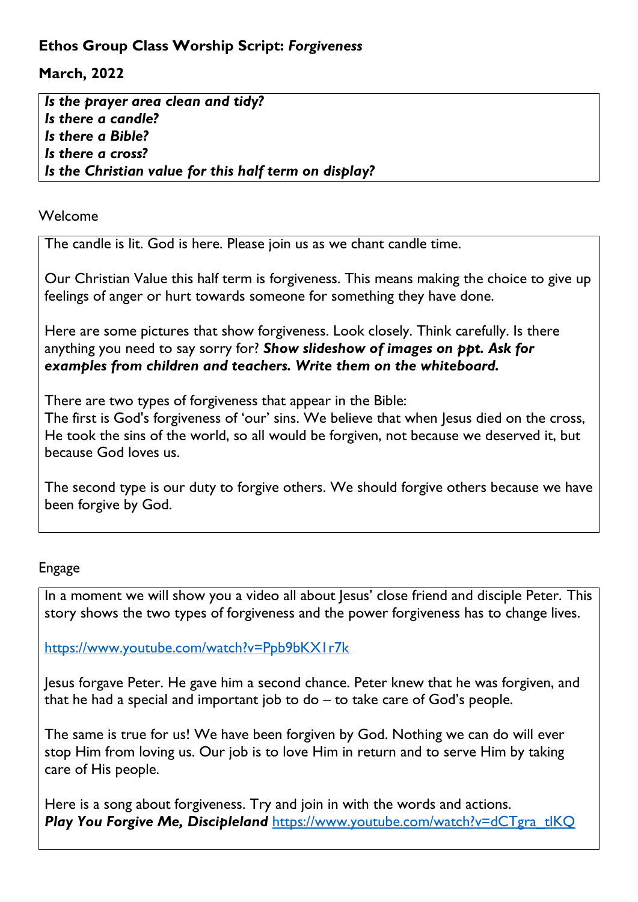**Ethos Group Class Worship Script: *Forgiveness***

**March, 2022**

> ***Is the prayer area clean and tidy?***
> ***Is there a candle?***
> ***Is there a Bible?***
> ***Is there a cross?***
> ***Is the Christian value for this half term on display?***

Welcome

The candle is lit. God is here. Please join us as we chant candle time.

Our Christian Value this half term is forgiveness. This means making the choice to give up feelings of anger or hurt towards someone for something they have done.

Here are some pictures that show forgiveness. Look closely. Think carefully. Is there anything you need to say sorry for? ***Show slideshow of images on ppt. Ask for examples from children and teachers. Write them on the whiteboard.***

There are two types of forgiveness that appear in the Bible:
The first is God's forgiveness of 'our' sins. We believe that when Jesus died on the cross, He took the sins of the world, so all would be forgiven, not because we deserved it, but because God loves us.

The second type is our duty to forgive others. We should forgive others because we have been forgive by God.

Engage

In a moment we will show you a video all about Jesus' close friend and disciple Peter. This story shows the two types of forgiveness and the power forgiveness has to change lives.

https://www.youtube.com/watch?v=Ppb9bKX1r7k

Jesus forgave Peter. He gave him a second chance. Peter knew that he was forgiven, and that he had a special and important job to do – to take care of God's people.

The same is true for us! We have been forgiven by God. Nothing we can do will ever stop Him from loving us. Our job is to love Him in return and to serve Him by taking care of His people.

Here is a song about forgiveness. Try and join in with the words and actions.
***Play You Forgive Me, Discipleland*** https://www.youtube.com/watch?v=dCTgra_tlKQ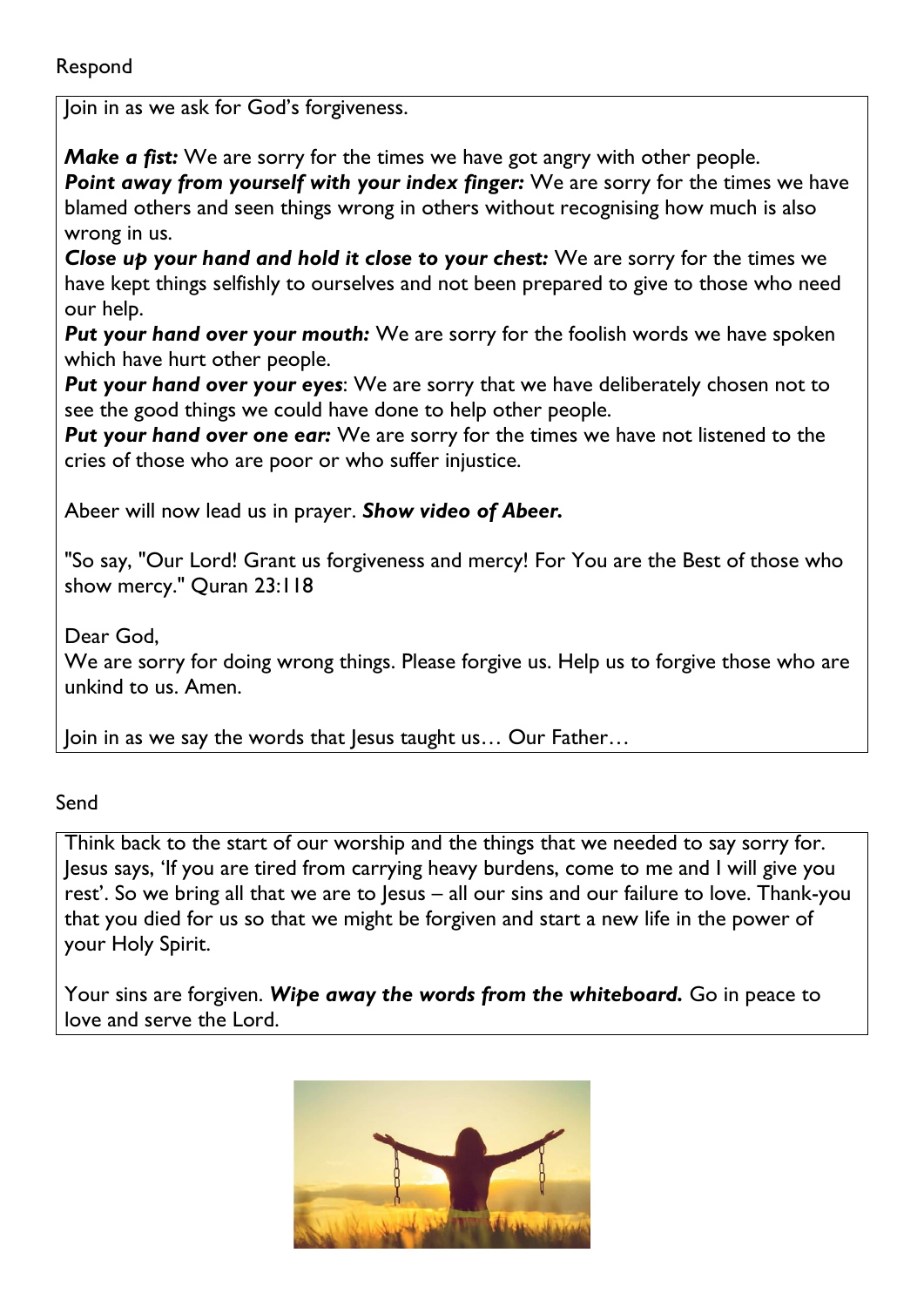Respond

Join in as we ask for God's forgiveness.

***Make a fist:*** We are sorry for the times we have got angry with other people.
***Point away from yourself with your index finger:*** We are sorry for the times we have blamed others and seen things wrong in others without recognising how much is also wrong in us.
***Close up your hand and hold it close to your chest:*** We are sorry for the times we have kept things selfishly to ourselves and not been prepared to give to those who need our help.
***Put your hand over your mouth:*** We are sorry for the foolish words we have spoken which have hurt other people.
***Put your hand over your eyes***: We are sorry that we have deliberately chosen not to see the good things we could have done to help other people.
***Put your hand over one ear:*** We are sorry for the times we have not listened to the cries of those who are poor or who suffer injustice.

Abeer will now lead us in prayer. ***Show video of Abeer.***

"So say, "Our Lord! Grant us forgiveness and mercy! For You are the Best of those who show mercy." Quran 23:118

Dear God,
We are sorry for doing wrong things. Please forgive us. Help us to forgive those who are unkind to us. Amen.

Join in as we say the words that Jesus taught us… Our Father…

Send

Think back to the start of our worship and the things that we needed to say sorry for. Jesus says, 'If you are tired from carrying heavy burdens, come to me and I will give you rest'. So we bring all that we are to Jesus – all our sins and our failure to love. Thank-you that you died for us so that we might be forgiven and start a new life in the power of your Holy Spirit.

Your sins are forgiven. ***Wipe away the words from the whiteboard.*** Go in peace to love and serve the Lord.